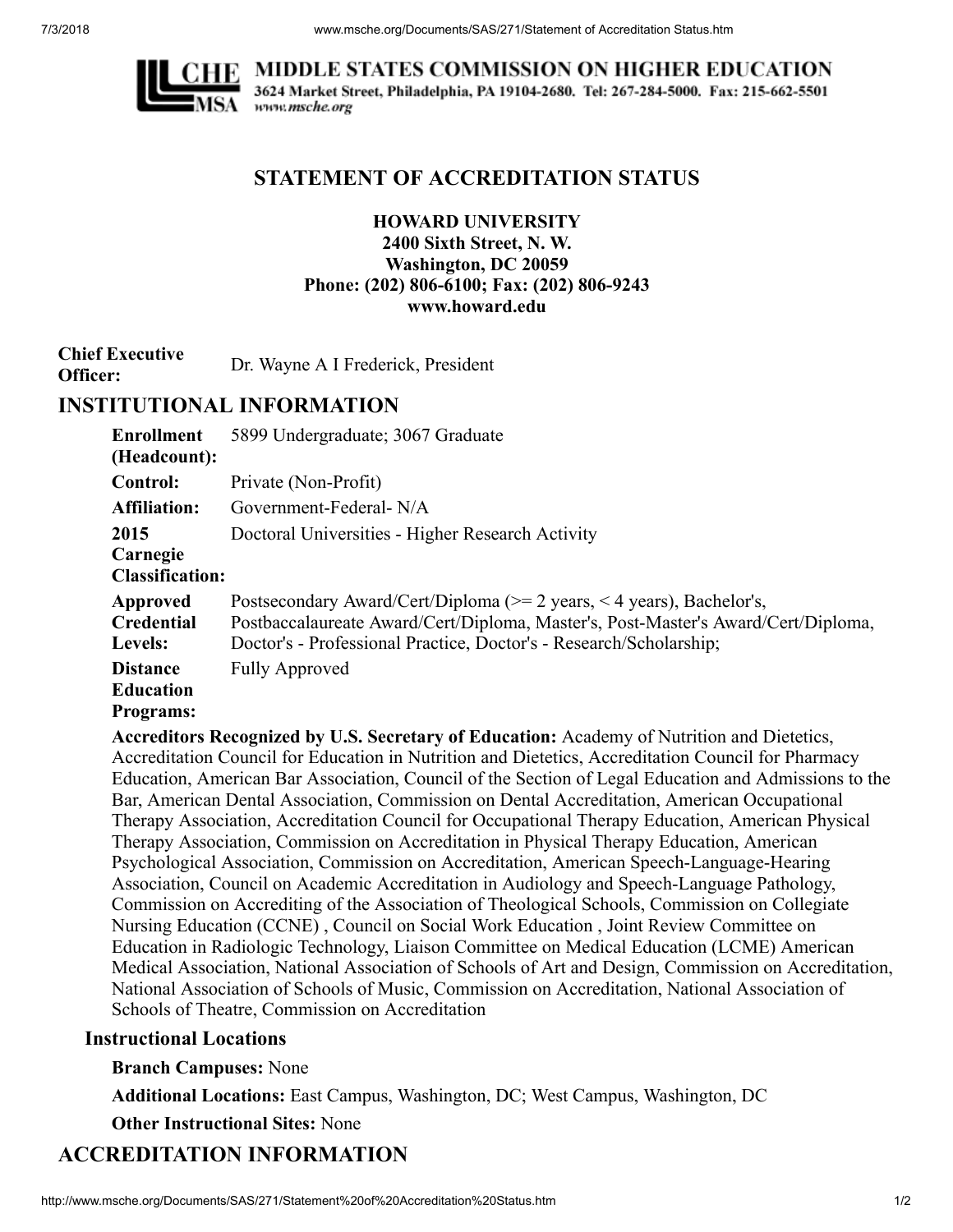**MIDDLE STATES COMMISSION ON HIGHER EDUCATION**
3624 Market Street, Philadelphia, PA 19104-2680. Tel: 267-284-5000. Fax: 215-662-5501
*www.msche.org*

# STATEMENT OF ACCREDITATION STATUS

**HOWARD UNIVERSITY**
**2400 Sixth Street, N. W.**
**Washington, DC 20059**
**Phone: (202) 806-6100; Fax: (202) 806-9243**
**www.howard.edu**

**Chief Executive Officer:** Dr. Wayne A I Frederick, President

## INSTITUTIONAL INFORMATION

**Enrollment (Headcount):** 5899 Undergraduate; 3067 Graduate

**Control:** Private (Non-Profit)

**Affiliation:** Government-Federal- N/A

**2015 Carnegie Classification:** Doctoral Universities - Higher Research Activity

**Approved Credential Levels:** Postsecondary Award/Cert/Diploma (>= 2 years, < 4 years), Bachelor's, Postbaccalaureate Award/Cert/Diploma, Master's, Post-Master's Award/Cert/Diploma, Doctor's - Professional Practice, Doctor's - Research/Scholarship;

**Distance Education Programs:** Fully Approved

**Accreditors Recognized by U.S. Secretary of Education:** Academy of Nutrition and Dietetics, Accreditation Council for Education in Nutrition and Dietetics, Accreditation Council for Pharmacy Education, American Bar Association, Council of the Section of Legal Education and Admissions to the Bar, American Dental Association, Commission on Dental Accreditation, American Occupational Therapy Association, Accreditation Council for Occupational Therapy Education, American Physical Therapy Association, Commission on Accreditation in Physical Therapy Education, American Psychological Association, Commission on Accreditation, American Speech-Language-Hearing Association, Council on Academic Accreditation in Audiology and Speech-Language Pathology, Commission on Accrediting of the Association of Theological Schools, Commission on Collegiate Nursing Education (CCNE) , Council on Social Work Education , Joint Review Committee on Education in Radiologic Technology, Liaison Committee on Medical Education (LCME) American Medical Association, National Association of Schools of Art and Design, Commission on Accreditation, National Association of Schools of Music, Commission on Accreditation, National Association of Schools of Theatre, Commission on Accreditation

### Instructional Locations

**Branch Campuses:** None

**Additional Locations:** East Campus, Washington, DC; West Campus, Washington, DC

**Other Instructional Sites:** None

## ACCREDITATION INFORMATION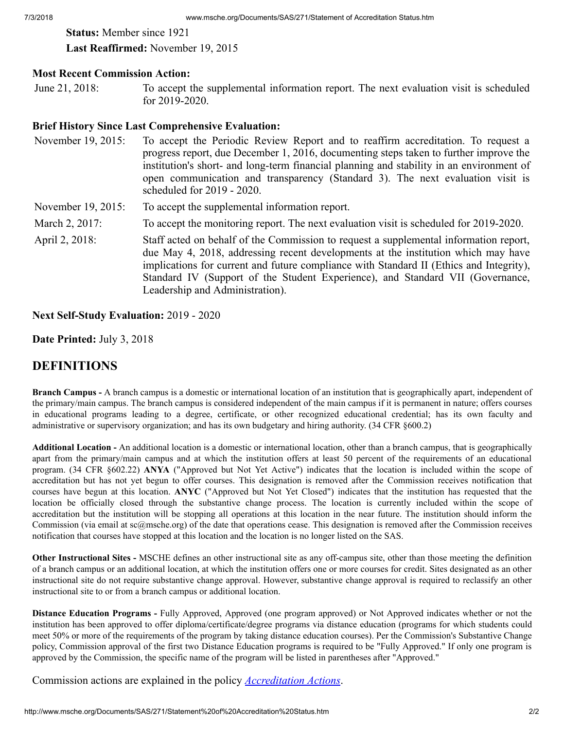**Status:** Member since 1921

**Last Reaffirmed:** November 19, 2015

**Most Recent Commission Action:**

| | |
|---|---|
| June 21, 2018: | To accept the supplemental information report. The next evaluation visit is scheduled for 2019-2020. |

**Brief History Since Last Comprehensive Evaluation:**

| | |
|---|---|
| November 19, 2015: | To accept the Periodic Review Report and to reaffirm accreditation. To request a progress report, due December 1, 2016, documenting steps taken to further improve the institution's short- and long-term financial planning and stability in an environment of open communication and transparency (Standard 3). The next evaluation visit is scheduled for 2019 - 2020. |
| November 19, 2015: | To accept the supplemental information report. |
| March 2, 2017: | To accept the monitoring report. The next evaluation visit is scheduled for 2019-2020. |
| April 2, 2018: | Staff acted on behalf of the Commission to request a supplemental information report, due May 4, 2018, addressing recent developments at the institution which may have implications for current and future compliance with Standard II (Ethics and Integrity), Standard IV (Support of the Student Experience), and Standard VII (Governance, Leadership and Administration). |

**Next Self-Study Evaluation:** 2019 - 2020

**Date Printed:** July 3, 2018

## DEFINITIONS

**Branch Campus -** A branch campus is a domestic or international location of an institution that is geographically apart, independent of the primary/main campus. The branch campus is considered independent of the main campus if it is permanent in nature; offers courses in educational programs leading to a degree, certificate, or other recognized educational credential; has its own faculty and administrative or supervisory organization; and has its own budgetary and hiring authority. (34 CFR §600.2)

**Additional Location -** An additional location is a domestic or international location, other than a branch campus, that is geographically apart from the primary/main campus and at which the institution offers at least 50 percent of the requirements of an educational program. (34 CFR §602.22) **ANYA** ("Approved but Not Yet Active") indicates that the location is included within the scope of accreditation but has not yet begun to offer courses. This designation is removed after the Commission receives notification that courses have begun at this location. **ANYC** ("Approved but Not Yet Closed") indicates that the institution has requested that the location be officially closed through the substantive change process. The location is currently included within the scope of accreditation but the institution will be stopping all operations at this location in the near future. The institution should inform the Commission (via email at sc@msche.org) of the date that operations cease. This designation is removed after the Commission receives notification that courses have stopped at this location and the location is no longer listed on the SAS.

**Other Instructional Sites -** MSCHE defines an other instructional site as any off-campus site, other than those meeting the definition of a branch campus or an additional location, at which the institution offers one or more courses for credit. Sites designated as an other instructional site do not require substantive change approval. However, substantive change approval is required to reclassify an other instructional site to or from a branch campus or additional location.

**Distance Education Programs -** Fully Approved, Approved (one program approved) or Not Approved indicates whether or not the institution has been approved to offer diploma/certificate/degree programs via distance education (programs for which students could meet 50% or more of the requirements of the program by taking distance education courses). Per the Commission's Substantive Change policy, Commission approval of the first two Distance Education programs is required to be "Fully Approved." If only one program is approved by the Commission, the specific name of the program will be listed in parentheses after "Approved."

Commission actions are explained in the policy *Accreditation Actions*.